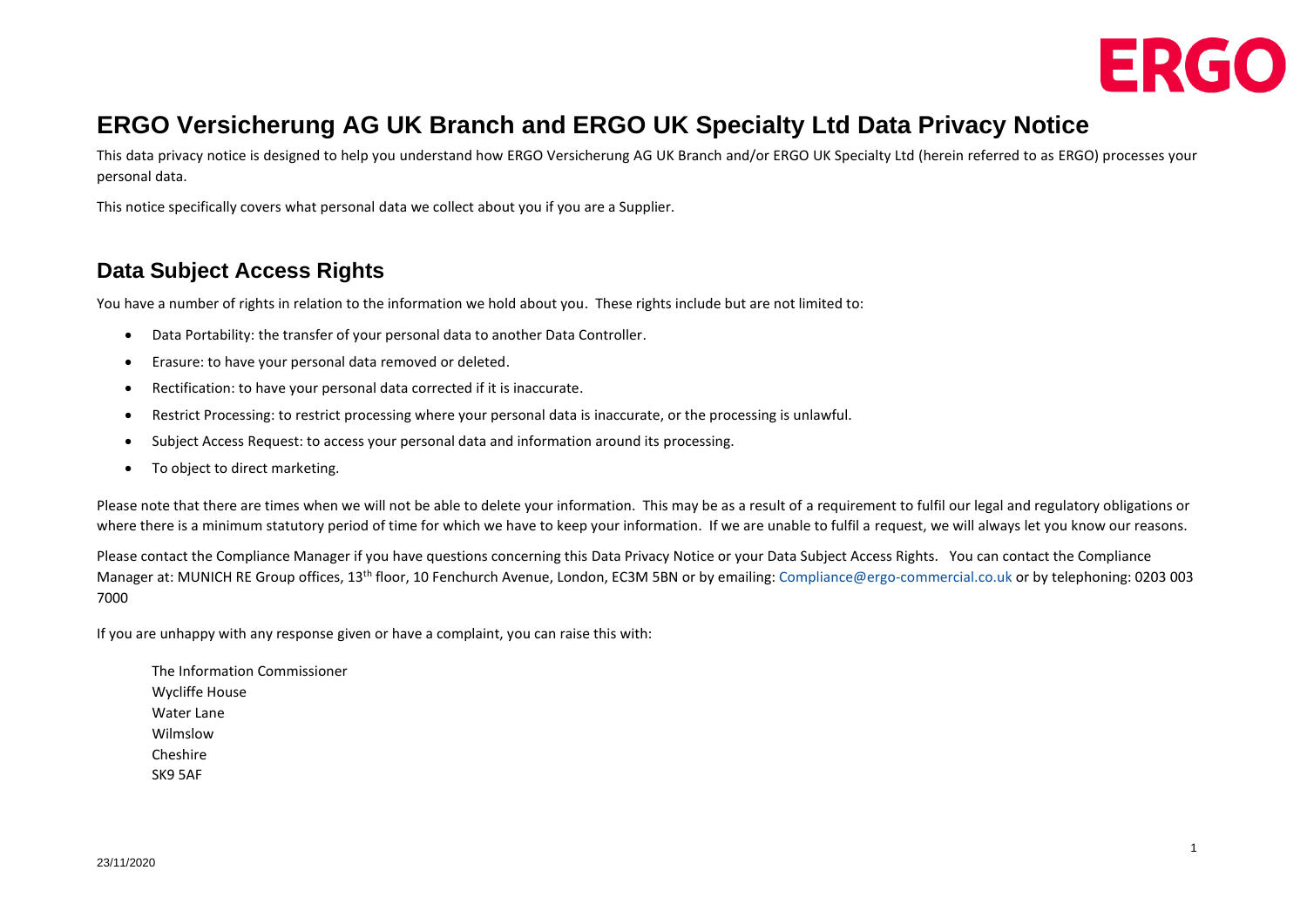# ERGO Versicherung AG UK Branch and ERGO UK Specialty Ltd Data Privacy Notice

This data privacy notice is designed to help you understand how ERGO Versicherung AG UK Branch and/or ERGO UK Specialty Ltd (herein referred to as ERGO) processes your personal data.

This notice specifically covers what personal data we collect about you if you are a Supplier.

## Data Subject Access Rights

You have a number of rights in relation to the information we hold about you. These rights include but are not limited to:

- Data Portability: the transfer of your personal data to another Data Controller.
- Erasure: to have your personal data removed or deleted.
- Rectification: to have your personal data corrected if it is inaccurate.
- Restrict Processing: to restrict processing where your personal data is inaccurate, or the processing is unlawful.
- Subject Access Request: to access your personal data and information around its processing.
- To object to direct marketing.

Please note that there are times when we will not be able to delete your information. This may be as a result of a requirement to fulfil our legal and regulatory obligations or where there is a minimum statutory period of time for which we have to keep your information. If we are unable to fulfil a request, we will always let you know our reasons.

Please contact the Compliance Manager if you have questions concerning this Data Privacy Notice or your Data Subject Access Rights. You can contact the Compliance Manager at: MUNICH RE Group offices, 13th floor, 10 Fenchurch Avenue, London, EC3M 5BN or by emailing: Compliance@ergo-commercial.co.uk or by telephoning: 0203 003 7000

If you are unhappy with any response given or have a complaint, you can raise this with:

The Information Commissioner
Wycliffe House
Water Lane
Wilmslow
Cheshire
SK9 5AF

23/11/2020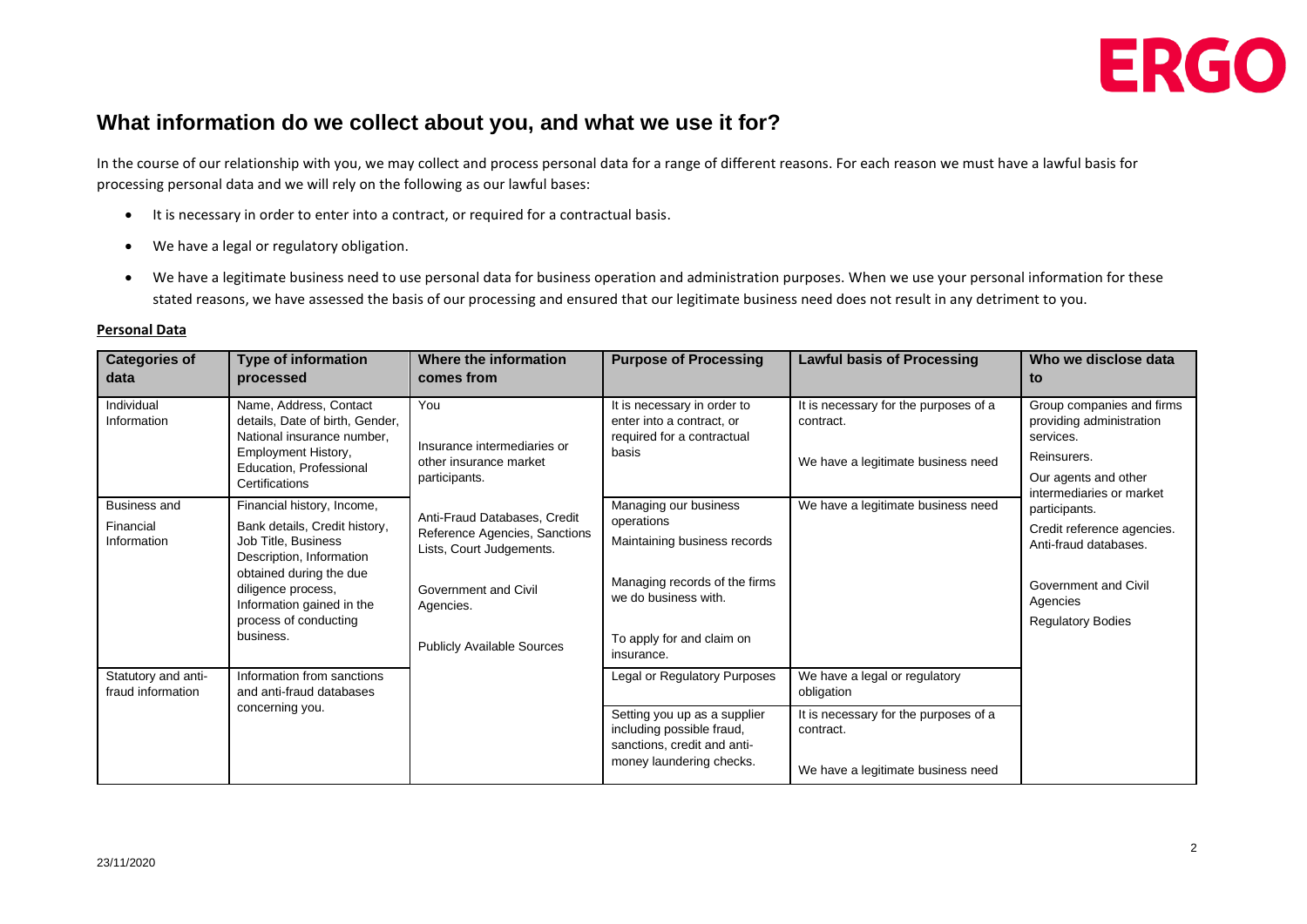## What information do we collect about you, and what we use it for?

In the course of our relationship with you, we may collect and process personal data for a range of different reasons. For each reason we must have a lawful basis for processing personal data and we will rely on the following as our lawful bases:

- It is necessary in order to enter into a contract, or required for a contractual basis.
- We have a legal or regulatory obligation.
- We have a legitimate business need to use personal data for business operation and administration purposes. When we use your personal information for these stated reasons, we have assessed the basis of our processing and ensured that our legitimate business need does not result in any detriment to you.

**Personal Data**

| Categories of data | Type of information processed | Where the information comes from | Purpose of Processing | Lawful basis of Processing | Who we disclose data to |
|---|---|---|---|---|---|
| Individual Information | Name, Address, Contact details, Date of birth, Gender, National insurance number, Employment History, Education, Professional Certifications | You<br><br>Insurance intermediaries or other insurance market participants.<br><br>Anti-Fraud Databases, Credit Reference Agencies, Sanctions Lists, Court Judgements.<br><br>Government and Civil Agencies.<br><br>Publicly Available Sources | It is necessary in order to enter into a contract, or required for a contractual basis | It is necessary for the purposes of a contract.<br><br>We have a legitimate business need | Group companies and firms providing administration services.<br><br>Reinsurers.<br><br>Our agents and other intermediaries or market participants.<br><br>Credit reference agencies.<br>Anti-fraud databases.<br><br>Government and Civil Agencies<br><br>Regulatory Bodies |
| Business and Financial Information | Financial history, Income,<br>Bank details, Credit history, Job Title, Business Description, Information obtained during the due diligence process, Information gained in the process of conducting business. | | Managing our business operations<br>Maintaining business records<br><br>Managing records of the firms we do business with.<br><br>To apply for and claim on insurance. | We have a legitimate business need | |
| Statutory and anti-fraud information | Information from sanctions and anti-fraud databases concerning you. | | Legal or Regulatory Purposes | We have a legal or regulatory obligation | |
| | | | Setting you up as a supplier including possible fraud, sanctions, credit and anti-money laundering checks. | It is necessary for the purposes of a contract.<br><br>We have a legitimate business need | |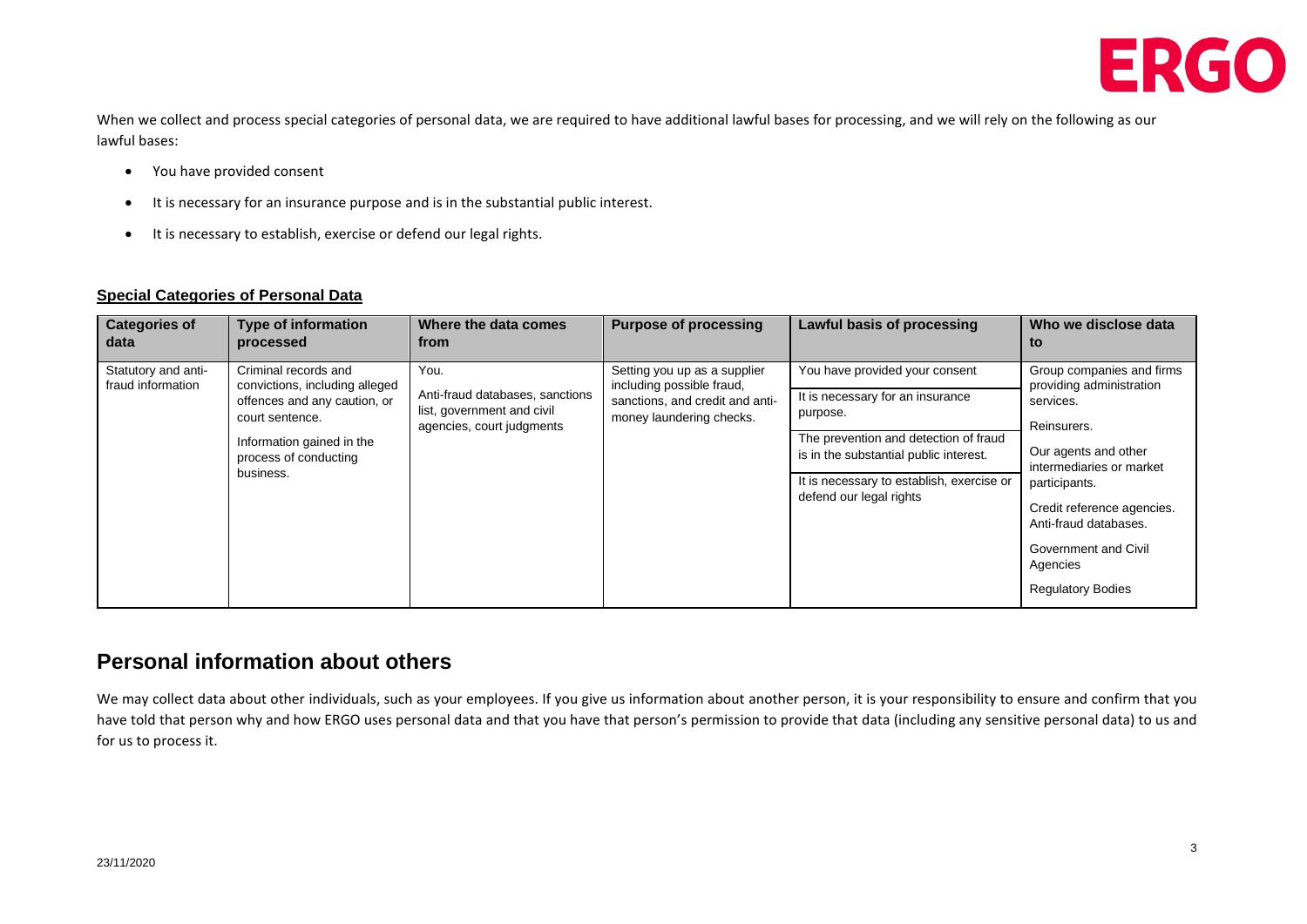When we collect and process special categories of personal data, we are required to have additional lawful bases for processing, and we will rely on the following as our lawful bases:

- You have provided consent
- It is necessary for an insurance purpose and is in the substantial public interest.
- It is necessary to establish, exercise or defend our legal rights.

**Special Categories of Personal Data**

| Categories of data | Type of information processed | Where the data comes from | Purpose of processing | Lawful basis of processing | Who we disclose data to |
|---|---|---|---|---|---|
| Statutory and anti-fraud information | Criminal records and convictions, including alleged offences and any caution, or court sentence.<br><br>Information gained in the process of conducting business. | You.<br><br>Anti-fraud databases, sanctions list, government and civil agencies, court judgments | Setting you up as a supplier including possible fraud, sanctions, and credit and anti-money laundering checks. | You have provided your consent<br><br>It is necessary for an insurance purpose.<br><br>The prevention and detection of fraud is in the substantial public interest.<br><br>It is necessary to establish, exercise or defend our legal rights | Group companies and firms providing administration services.<br><br>Reinsurers.<br><br>Our agents and other intermediaries or market participants.<br><br>Credit reference agencies. Anti-fraud databases.<br><br>Government and Civil Agencies<br><br>Regulatory Bodies |

## Personal information about others

We may collect data about other individuals, such as your employees. If you give us information about another person, it is your responsibility to ensure and confirm that you have told that person why and how ERGO uses personal data and that you have that person's permission to provide that data (including any sensitive personal data) to us and for us to process it.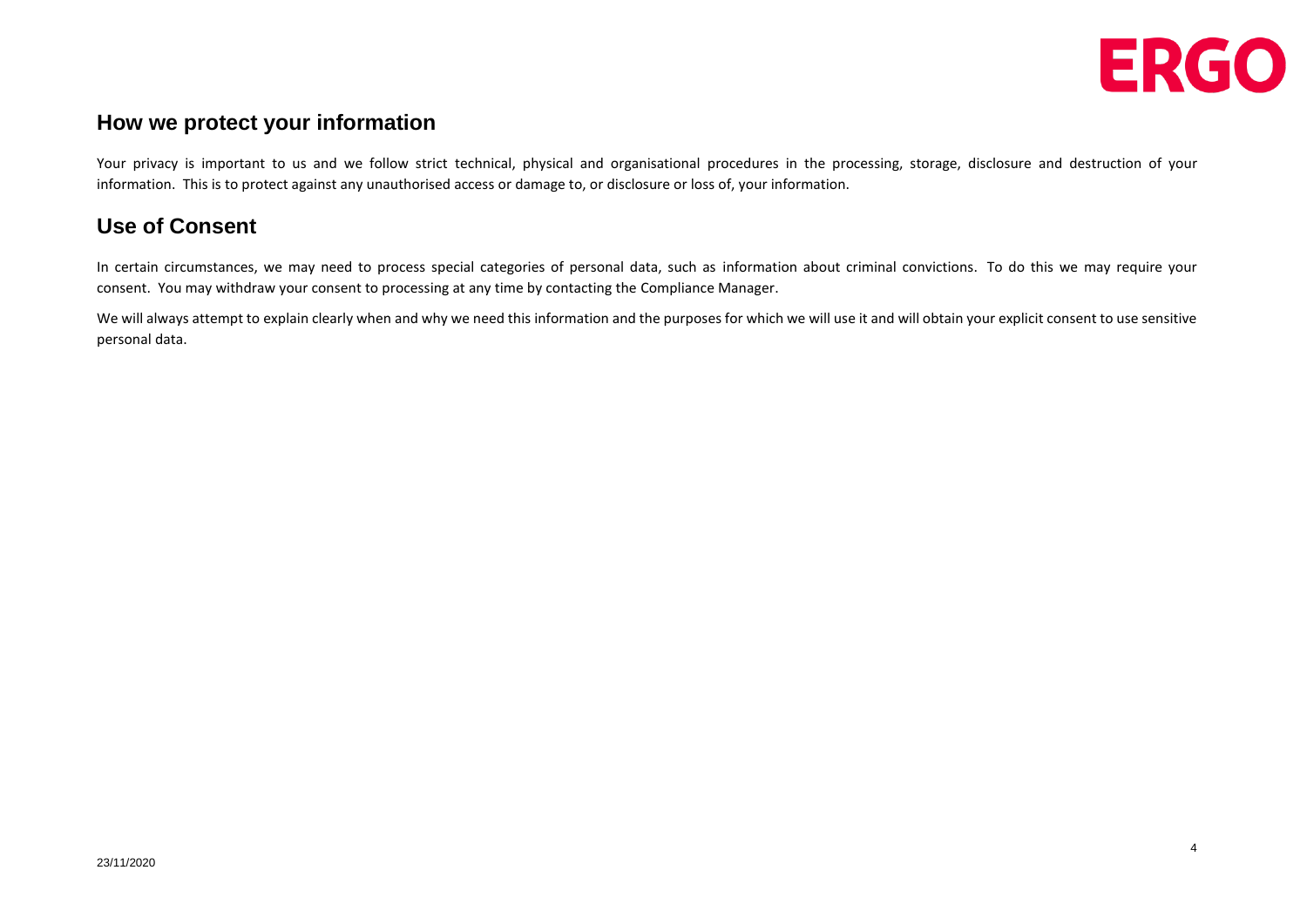## How we protect your information

Your privacy is important to us and we follow strict technical, physical and organisational procedures in the processing, storage, disclosure and destruction of your information. This is to protect against any unauthorised access or damage to, or disclosure or loss of, your information.

## Use of Consent

In certain circumstances, we may need to process special categories of personal data, such as information about criminal convictions. To do this we may require your consent. You may withdraw your consent to processing at any time by contacting the Compliance Manager.

We will always attempt to explain clearly when and why we need this information and the purposes for which we will use it and will obtain your explicit consent to use sensitive personal data.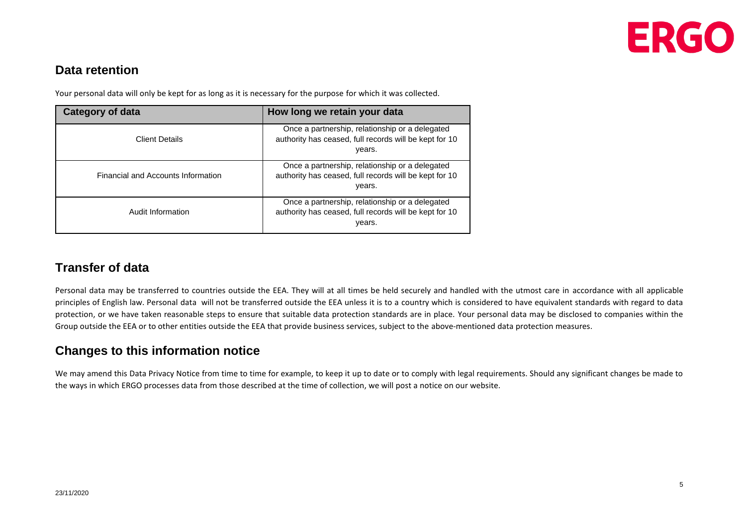## Data retention

Your personal data will only be kept for as long as it is necessary for the purpose for which it was collected.

| Category of data | How long we retain your data |
| --- | --- |
| Client Details | Once a partnership, relationship or a delegated authority has ceased, full records will be kept for 10 years. |
| Financial and Accounts Information | Once a partnership, relationship or a delegated authority has ceased, full records will be kept for 10 years. |
| Audit Information | Once a partnership, relationship or a delegated authority has ceased, full records will be kept for 10 years. |

## Transfer of data

Personal data may be transferred to countries outside the EEA. They will at all times be held securely and handled with the utmost care in accordance with all applicable principles of English law. Personal data will not be transferred outside the EEA unless it is to a country which is considered to have equivalent standards with regard to data protection, or we have taken reasonable steps to ensure that suitable data protection standards are in place. Your personal data may be disclosed to companies within the Group outside the EEA or to other entities outside the EEA that provide business services, subject to the above-mentioned data protection measures.

## Changes to this information notice

We may amend this Data Privacy Notice from time to time for example, to keep it up to date or to comply with legal requirements. Should any significant changes be made to the ways in which ERGO processes data from those described at the time of collection, we will post a notice on our website.

23/11/2020